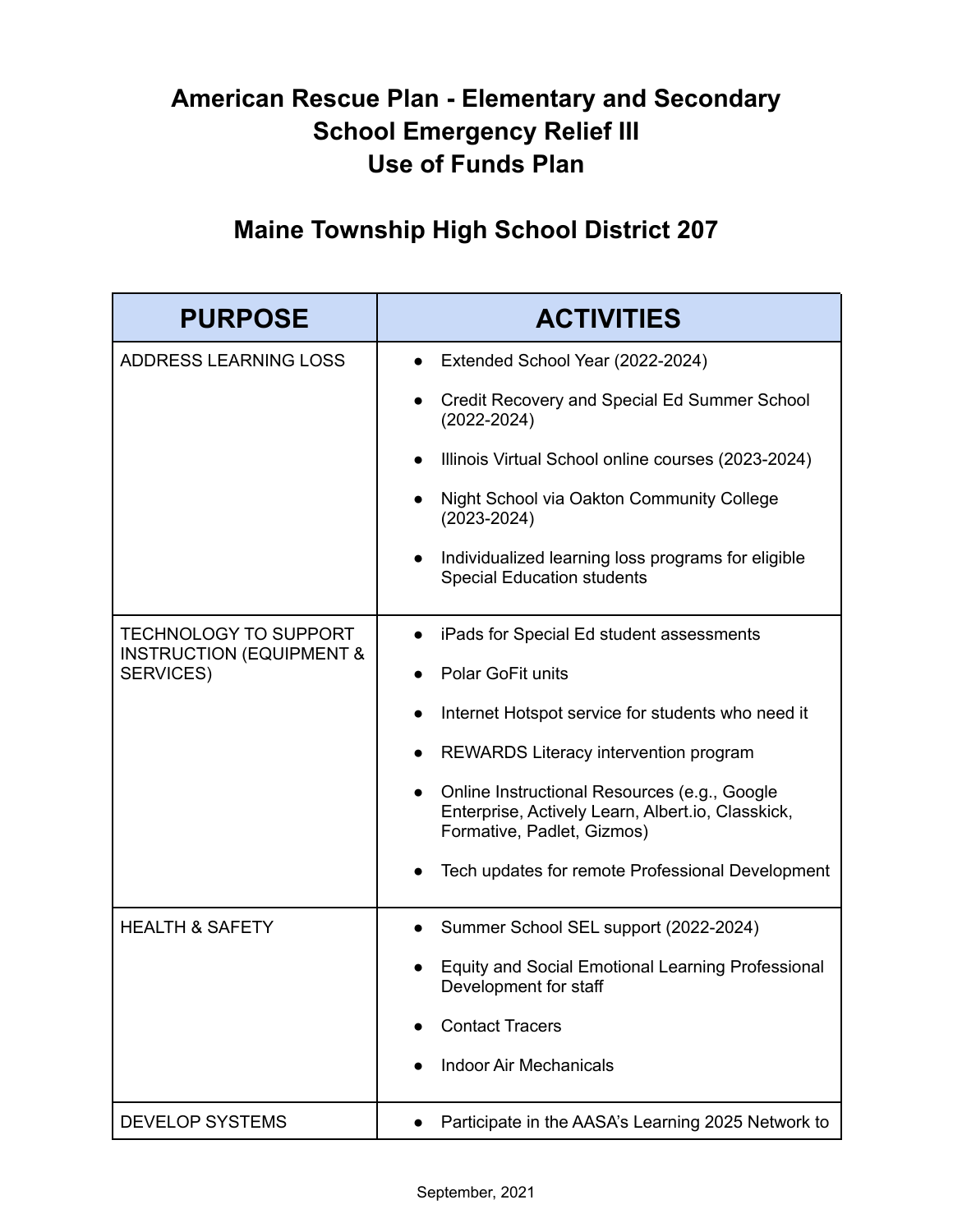# American Rescue Plan - Elementary and Secondary School Emergency Relief III Use of Funds Plan

## Maine Township High School District 207

| PURPOSE | ACTIVITIES |
|---|---|
| ADDRESS LEARNING LOSS | • Extended School Year (2022-2024)<br>• Credit Recovery and Special Ed Summer School (2022-2024)<br>• Illinois Virtual School online courses (2023-2024)<br>• Night School via Oakton Community College (2023-2024)<br>• Individualized learning loss programs for eligible Special Education students |
| TECHNOLOGY TO SUPPORT INSTRUCTION (EQUIPMENT & SERVICES) | • iPads for Special Ed student assessments<br>• Polar GoFit units<br>• Internet Hotspot service for students who need it<br>• REWARDS Literacy intervention program<br>• Online Instructional Resources (e.g., Google Enterprise, Actively Learn, Albert.io, Classkick, Formative, Padlet, Gizmos)<br>• Tech updates for remote Professional Development |
| HEALTH & SAFETY | • Summer School SEL support (2022-2024)<br>• Equity and Social Emotional Learning Professional Development for staff<br>• Contact Tracers<br>• Indoor Air Mechanicals |
| DEVELOP SYSTEMS | • Participate in the AASA's Learning 2025 Network to |

September, 2021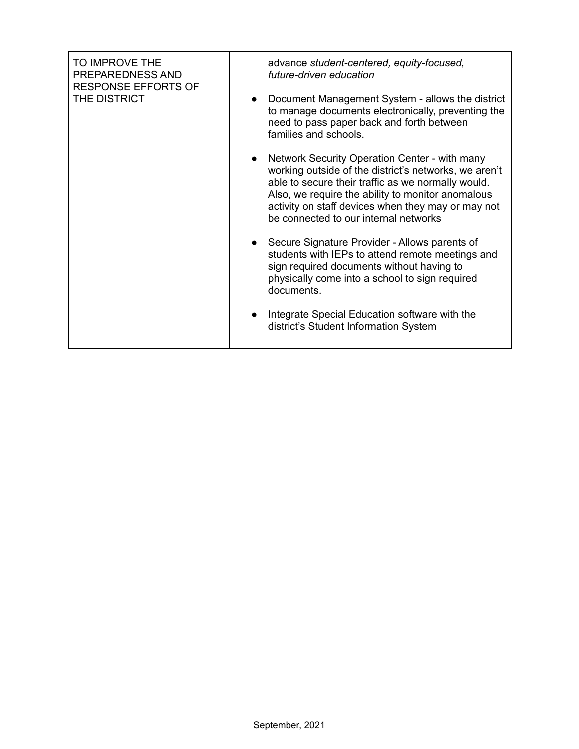| | |
|---|---|
| TO IMPROVE THE PREPAREDNESS AND RESPONSE EFFORTS OF THE DISTRICT | advance *student-centered, equity-focused, future-driven education*<br><br>● Document Management System - allows the district to manage documents electronically, preventing the need to pass paper back and forth between families and schools.<br><br>● Network Security Operation Center - with many working outside of the district's networks, we aren't able to secure their traffic as we normally would. Also, we require the ability to monitor anomalous activity on staff devices when they may or may not be connected to our internal networks<br><br>● Secure Signature Provider - Allows parents of students with IEPs to attend remote meetings and sign required documents without having to physically come into a school to sign required documents.<br><br>● Integrate Special Education software with the district's Student Information System |

September, 2021